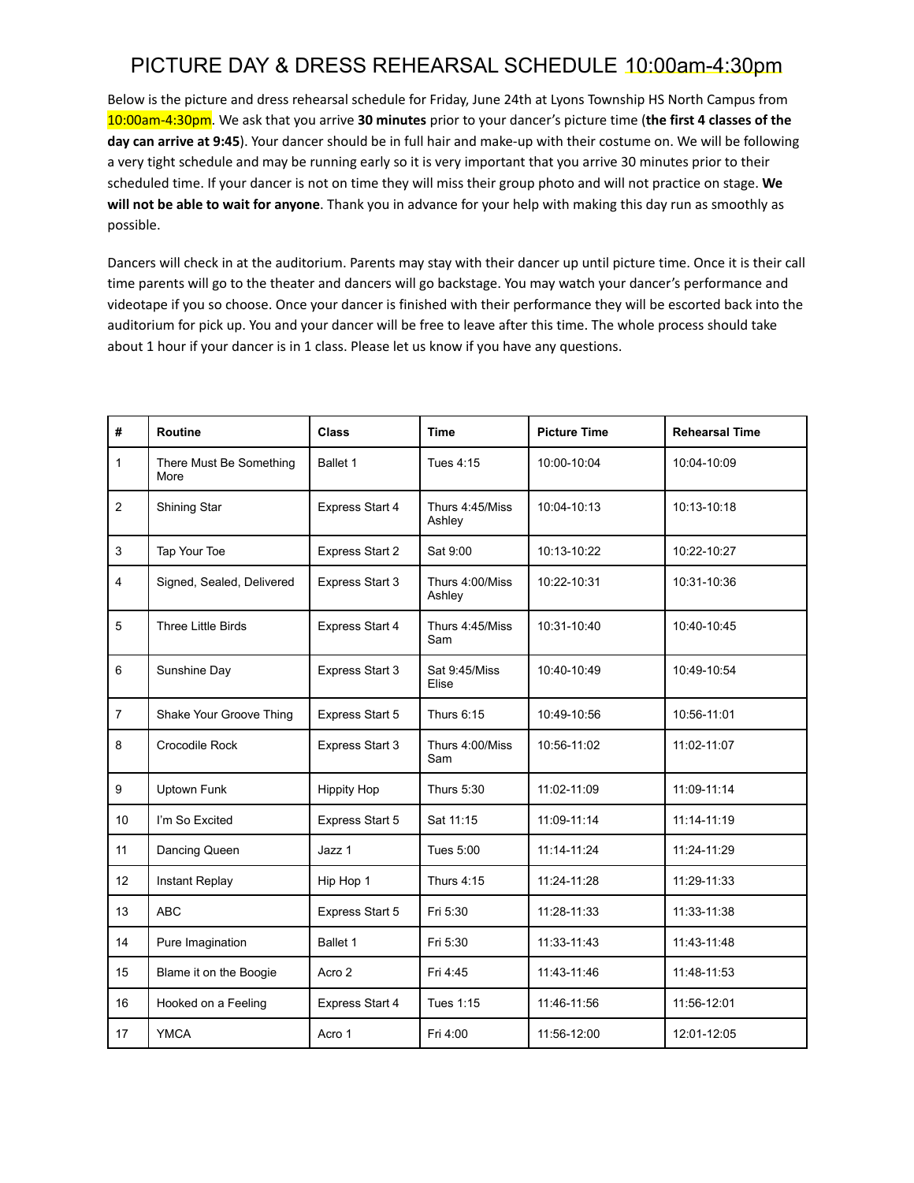# PICTURE DAY & DRESS REHEARSAL SCHEDULE 10:00am-4:30pm

Below is the picture and dress rehearsal schedule for Friday, June 24th at Lyons Township HS North Campus from 10:00am-4:30pm. We ask that you arrive **30 minutes** prior to your dancer's picture time (**the first 4 classes of the day can arrive at 9:45**). Your dancer should be in full hair and make-up with their costume on. We will be following a very tight schedule and may be running early so it is very important that you arrive 30 minutes prior to their scheduled time. If your dancer is not on time they will miss their group photo and will not practice on stage. **We will not be able to wait for anyone**. Thank you in advance for your help with making this day run as smoothly as possible.

Dancers will check in at the auditorium. Parents may stay with their dancer up until picture time. Once it is their call time parents will go to the theater and dancers will go backstage. You may watch your dancer's performance and videotape if you so choose. Once your dancer is finished with their performance they will be escorted back into the auditorium for pick up. You and your dancer will be free to leave after this time. The whole process should take about 1 hour if your dancer is in 1 class. Please let us know if you have any questions.

| # | Routine | Class | Time | Picture Time | Rehearsal Time |
|---|---|---|---|---|---|
| 1 | There Must Be Something More | Ballet 1 | Tues 4:15 | 10:00-10:04 | 10:04-10:09 |
| 2 | Shining Star | Express Start 4 | Thurs 4:45/Miss Ashley | 10:04-10:13 | 10:13-10:18 |
| 3 | Tap Your Toe | Express Start 2 | Sat 9:00 | 10:13-10:22 | 10:22-10:27 |
| 4 | Signed, Sealed, Delivered | Express Start 3 | Thurs 4:00/Miss Ashley | 10:22-10:31 | 10:31-10:36 |
| 5 | Three Little Birds | Express Start 4 | Thurs 4:45/Miss Sam | 10:31-10:40 | 10:40-10:45 |
| 6 | Sunshine Day | Express Start 3 | Sat 9:45/Miss Elise | 10:40-10:49 | 10:49-10:54 |
| 7 | Shake Your Groove Thing | Express Start 5 | Thurs 6:15 | 10:49-10:56 | 10:56-11:01 |
| 8 | Crocodile Rock | Express Start 3 | Thurs 4:00/Miss Sam | 10:56-11:02 | 11:02-11:07 |
| 9 | Uptown Funk | Hippity Hop | Thurs 5:30 | 11:02-11:09 | 11:09-11:14 |
| 10 | I'm So Excited | Express Start 5 | Sat 11:15 | 11:09-11:14 | 11:14-11:19 |
| 11 | Dancing Queen | Jazz 1 | Tues 5:00 | 11:14-11:24 | 11:24-11:29 |
| 12 | Instant Replay | Hip Hop 1 | Thurs 4:15 | 11:24-11:28 | 11:29-11:33 |
| 13 | ABC | Express Start 5 | Fri 5:30 | 11:28-11:33 | 11:33-11:38 |
| 14 | Pure Imagination | Ballet 1 | Fri 5:30 | 11:33-11:43 | 11:43-11:48 |
| 15 | Blame it on the Boogie | Acro 2 | Fri 4:45 | 11:43-11:46 | 11:48-11:53 |
| 16 | Hooked on a Feeling | Express Start 4 | Tues 1:15 | 11:46-11:56 | 11:56-12:01 |
| 17 | YMCA | Acro 1 | Fri 4:00 | 11:56-12:00 | 12:01-12:05 |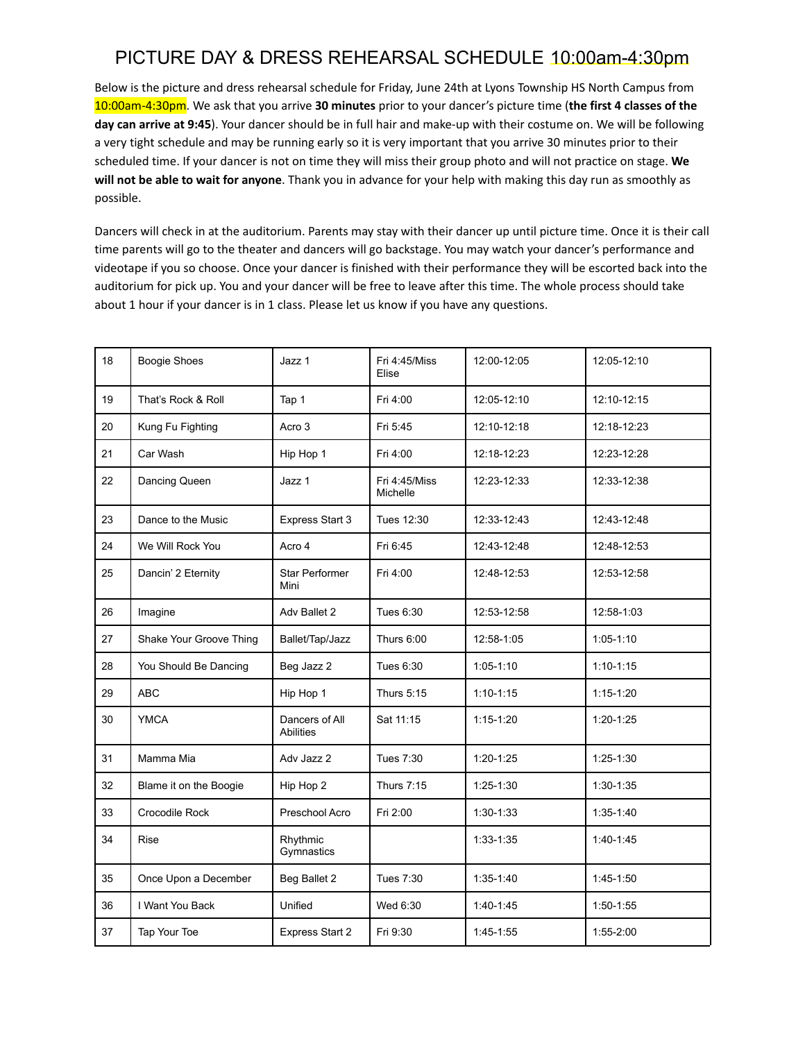# PICTURE DAY & DRESS REHEARSAL SCHEDULE 10:00am-4:30pm

Below is the picture and dress rehearsal schedule for Friday, June 24th at Lyons Township HS North Campus from 10:00am-4:30pm. We ask that you arrive **30 minutes** prior to your dancer's picture time (**the first 4 classes of the day can arrive at 9:45**). Your dancer should be in full hair and make-up with their costume on. We will be following a very tight schedule and may be running early so it is very important that you arrive 30 minutes prior to their scheduled time. If your dancer is not on time they will miss their group photo and will not practice on stage. **We will not be able to wait for anyone**. Thank you in advance for your help with making this day run as smoothly as possible.

Dancers will check in at the auditorium. Parents may stay with their dancer up until picture time. Once it is their call time parents will go to the theater and dancers will go backstage. You may watch your dancer's performance and videotape if you so choose. Once your dancer is finished with their performance they will be escorted back into the auditorium for pick up. You and your dancer will be free to leave after this time. The whole process should take about 1 hour if your dancer is in 1 class. Please let us know if you have any questions.

| | | | | | |
|---|---|---|---|---|---|
| 18 | Boogie Shoes | Jazz 1 | Fri 4:45/Miss Elise | 12:00-12:05 | 12:05-12:10 |
| 19 | That's Rock & Roll | Tap 1 | Fri 4:00 | 12:05-12:10 | 12:10-12:15 |
| 20 | Kung Fu Fighting | Acro 3 | Fri 5:45 | 12:10-12:18 | 12:18-12:23 |
| 21 | Car Wash | Hip Hop 1 | Fri 4:00 | 12:18-12:23 | 12:23-12:28 |
| 22 | Dancing Queen | Jazz 1 | Fri 4:45/Miss Michelle | 12:23-12:33 | 12:33-12:38 |
| 23 | Dance to the Music | Express Start 3 | Tues 12:30 | 12:33-12:43 | 12:43-12:48 |
| 24 | We Will Rock You | Acro 4 | Fri 6:45 | 12:43-12:48 | 12:48-12:53 |
| 25 | Dancin' 2 Eternity | Star Performer Mini | Fri 4:00 | 12:48-12:53 | 12:53-12:58 |
| 26 | Imagine | Adv Ballet 2 | Tues 6:30 | 12:53-12:58 | 12:58-1:03 |
| 27 | Shake Your Groove Thing | Ballet/Tap/Jazz | Thurs 6:00 | 12:58-1:05 | 1:05-1:10 |
| 28 | You Should Be Dancing | Beg Jazz 2 | Tues 6:30 | 1:05-1:10 | 1:10-1:15 |
| 29 | ABC | Hip Hop 1 | Thurs 5:15 | 1:10-1:15 | 1:15-1:20 |
| 30 | YMCA | Dancers of All Abilities | Sat 11:15 | 1:15-1:20 | 1:20-1:25 |
| 31 | Mamma Mia | Adv Jazz 2 | Tues 7:30 | 1:20-1:25 | 1:25-1:30 |
| 32 | Blame it on the Boogie | Hip Hop 2 | Thurs 7:15 | 1:25-1:30 | 1:30-1:35 |
| 33 | Crocodile Rock | Preschool Acro | Fri 2:00 | 1:30-1:33 | 1:35-1:40 |
| 34 | Rise | Rhythmic Gymnastics | | 1:33-1:35 | 1:40-1:45 |
| 35 | Once Upon a December | Beg Ballet 2 | Tues 7:30 | 1:35-1:40 | 1:45-1:50 |
| 36 | I Want You Back | Unified | Wed 6:30 | 1:40-1:45 | 1:50-1:55 |
| 37 | Tap Your Toe | Express Start 2 | Fri 9:30 | 1:45-1:55 | 1:55-2:00 |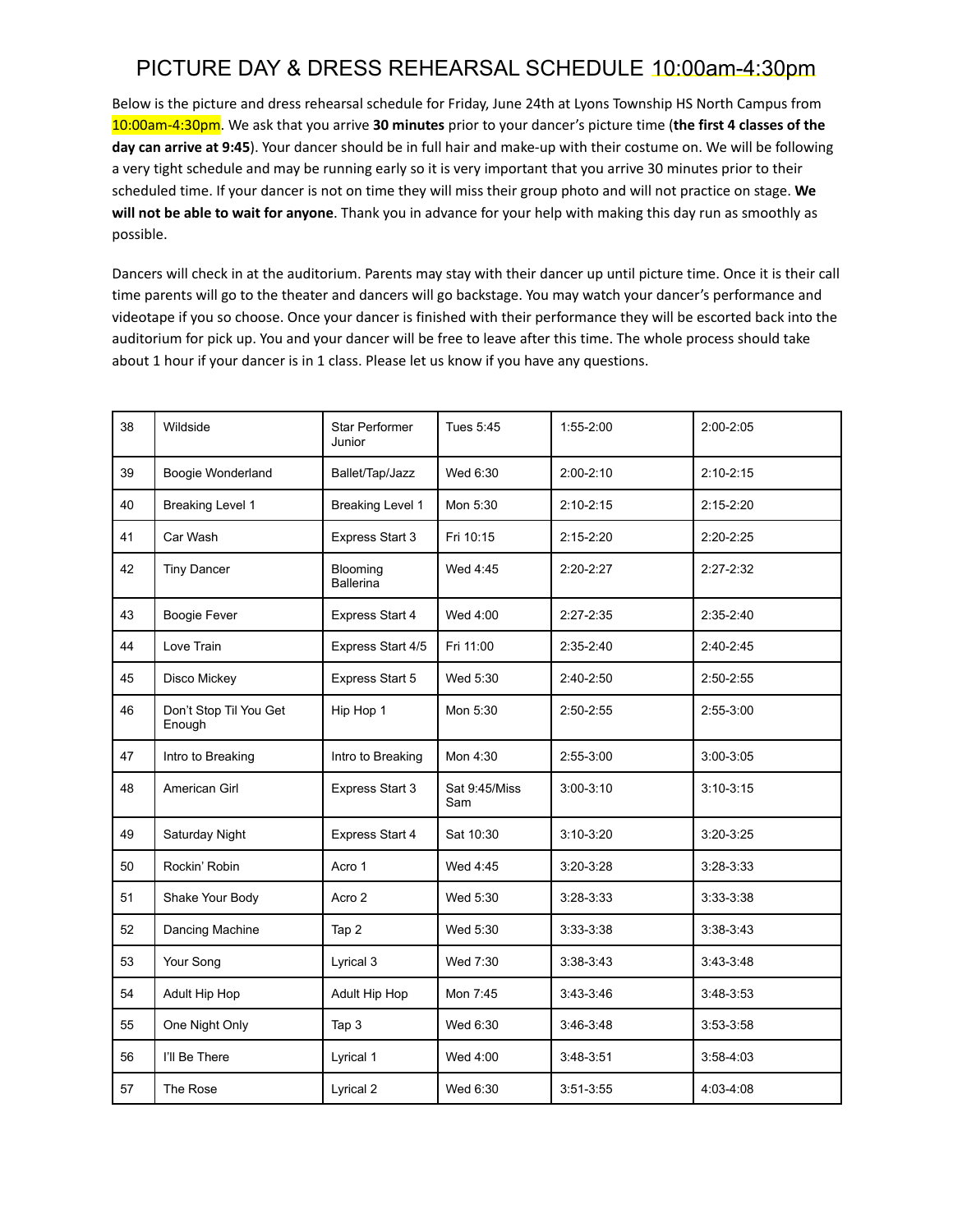# PICTURE DAY & DRESS REHEARSAL SCHEDULE 10:00am-4:30pm

Below is the picture and dress rehearsal schedule for Friday, June 24th at Lyons Township HS North Campus from 10:00am-4:30pm. We ask that you arrive **30 minutes** prior to your dancer's picture time (**the first 4 classes of the day can arrive at 9:45**). Your dancer should be in full hair and make-up with their costume on. We will be following a very tight schedule and may be running early so it is very important that you arrive 30 minutes prior to their scheduled time. If your dancer is not on time they will miss their group photo and will not practice on stage. **We will not be able to wait for anyone**. Thank you in advance for your help with making this day run as smoothly as possible.

Dancers will check in at the auditorium. Parents may stay with their dancer up until picture time. Once it is their call time parents will go to the theater and dancers will go backstage. You may watch your dancer's performance and videotape if you so choose. Once your dancer is finished with their performance they will be escorted back into the auditorium for pick up. You and your dancer will be free to leave after this time. The whole process should take about 1 hour if your dancer is in 1 class. Please let us know if you have any questions.

| | | | | | |
|---|---|---|---|---|---|
| 38 | Wildside | Star Performer Junior | Tues 5:45 | 1:55-2:00 | 2:00-2:05 |
| 39 | Boogie Wonderland | Ballet/Tap/Jazz | Wed 6:30 | 2:00-2:10 | 2:10-2:15 |
| 40 | Breaking Level 1 | Breaking Level 1 | Mon 5:30 | 2:10-2:15 | 2:15-2:20 |
| 41 | Car Wash | Express Start 3 | Fri 10:15 | 2:15-2:20 | 2:20-2:25 |
| 42 | Tiny Dancer | Blooming Ballerina | Wed 4:45 | 2:20-2:27 | 2:27-2:32 |
| 43 | Boogie Fever | Express Start 4 | Wed 4:00 | 2:27-2:35 | 2:35-2:40 |
| 44 | Love Train | Express Start 4/5 | Fri 11:00 | 2:35-2:40 | 2:40-2:45 |
| 45 | Disco Mickey | Express Start 5 | Wed 5:30 | 2:40-2:50 | 2:50-2:55 |
| 46 | Don't Stop Til You Get Enough | Hip Hop 1 | Mon 5:30 | 2:50-2:55 | 2:55-3:00 |
| 47 | Intro to Breaking | Intro to Breaking | Mon 4:30 | 2:55-3:00 | 3:00-3:05 |
| 48 | American Girl | Express Start 3 | Sat 9:45/Miss Sam | 3:00-3:10 | 3:10-3:15 |
| 49 | Saturday Night | Express Start 4 | Sat 10:30 | 3:10-3:20 | 3:20-3:25 |
| 50 | Rockin' Robin | Acro 1 | Wed 4:45 | 3:20-3:28 | 3:28-3:33 |
| 51 | Shake Your Body | Acro 2 | Wed 5:30 | 3:28-3:33 | 3:33-3:38 |
| 52 | Dancing Machine | Tap 2 | Wed 5:30 | 3:33-3:38 | 3:38-3:43 |
| 53 | Your Song | Lyrical 3 | Wed 7:30 | 3:38-3:43 | 3:43-3:48 |
| 54 | Adult Hip Hop | Adult Hip Hop | Mon 7:45 | 3:43-3:46 | 3:48-3:53 |
| 55 | One Night Only | Tap 3 | Wed 6:30 | 3:46-3:48 | 3:53-3:58 |
| 56 | I'll Be There | Lyrical 1 | Wed 4:00 | 3:48-3:51 | 3:58-4:03 |
| 57 | The Rose | Lyrical 2 | Wed 6:30 | 3:51-3:55 | 4:03-4:08 |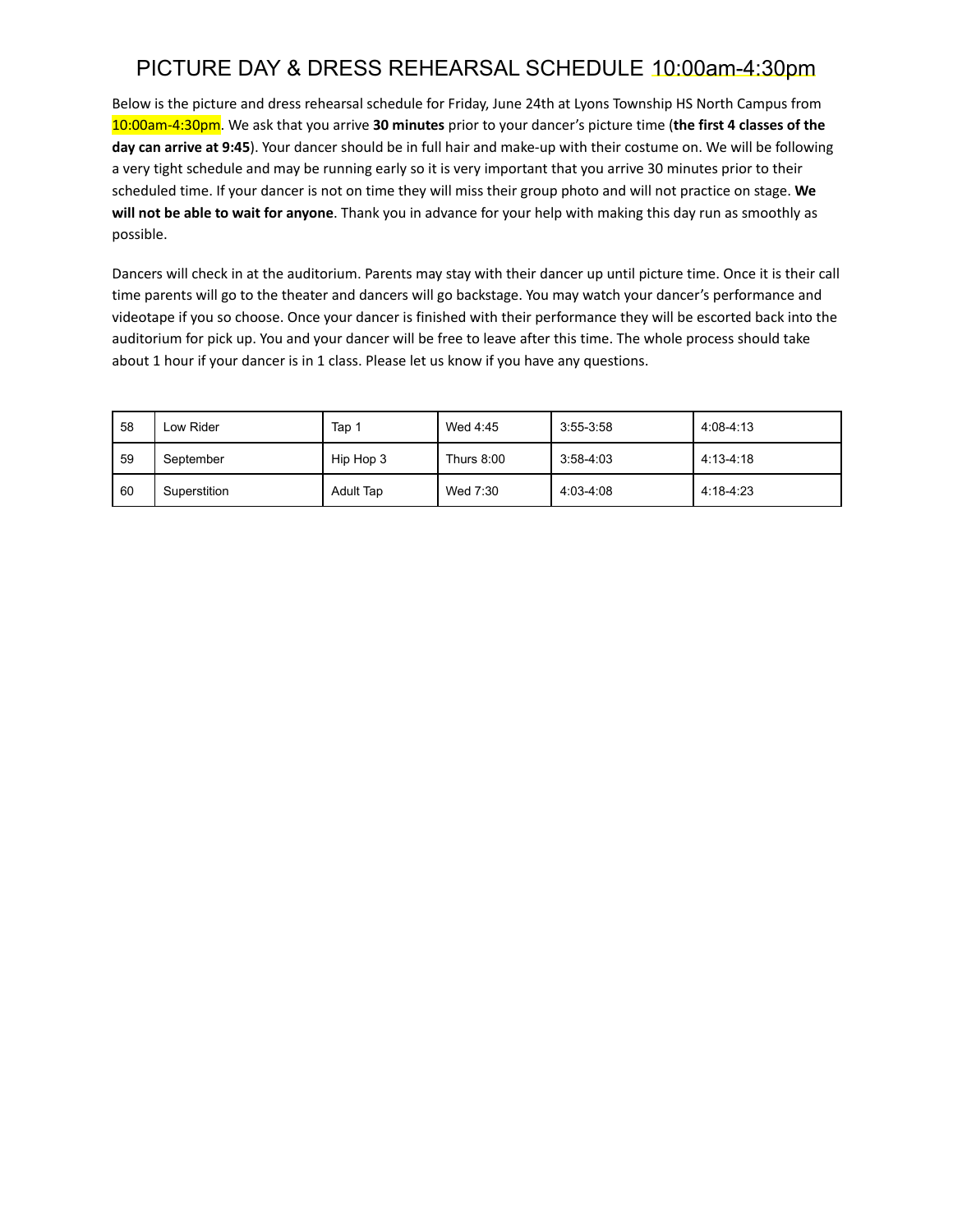# PICTURE DAY & DRESS REHEARSAL SCHEDULE 10:00am-4:30pm

Below is the picture and dress rehearsal schedule for Friday, June 24th at Lyons Township HS North Campus from 10:00am-4:30pm. We ask that you arrive **30 minutes** prior to your dancer's picture time (**the first 4 classes of the day can arrive at 9:45**). Your dancer should be in full hair and make-up with their costume on. We will be following a very tight schedule and may be running early so it is very important that you arrive 30 minutes prior to their scheduled time. If your dancer is not on time they will miss their group photo and will not practice on stage. **We will not be able to wait for anyone**. Thank you in advance for your help with making this day run as smoothly as possible.

Dancers will check in at the auditorium. Parents may stay with their dancer up until picture time. Once it is their call time parents will go to the theater and dancers will go backstage. You may watch your dancer's performance and videotape if you so choose. Once your dancer is finished with their performance they will be escorted back into the auditorium for pick up. You and your dancer will be free to leave after this time. The whole process should take about 1 hour if your dancer is in 1 class. Please let us know if you have any questions.

| | | | | | |
|---|---|---|---|---|---|
| 58 | Low Rider | Tap 1 | Wed 4:45 | 3:55-3:58 | 4:08-4:13 |
| 59 | September | Hip Hop 3 | Thurs 8:00 | 3:58-4:03 | 4:13-4:18 |
| 60 | Superstition | Adult Tap | Wed 7:30 | 4:03-4:08 | 4:18-4:23 |